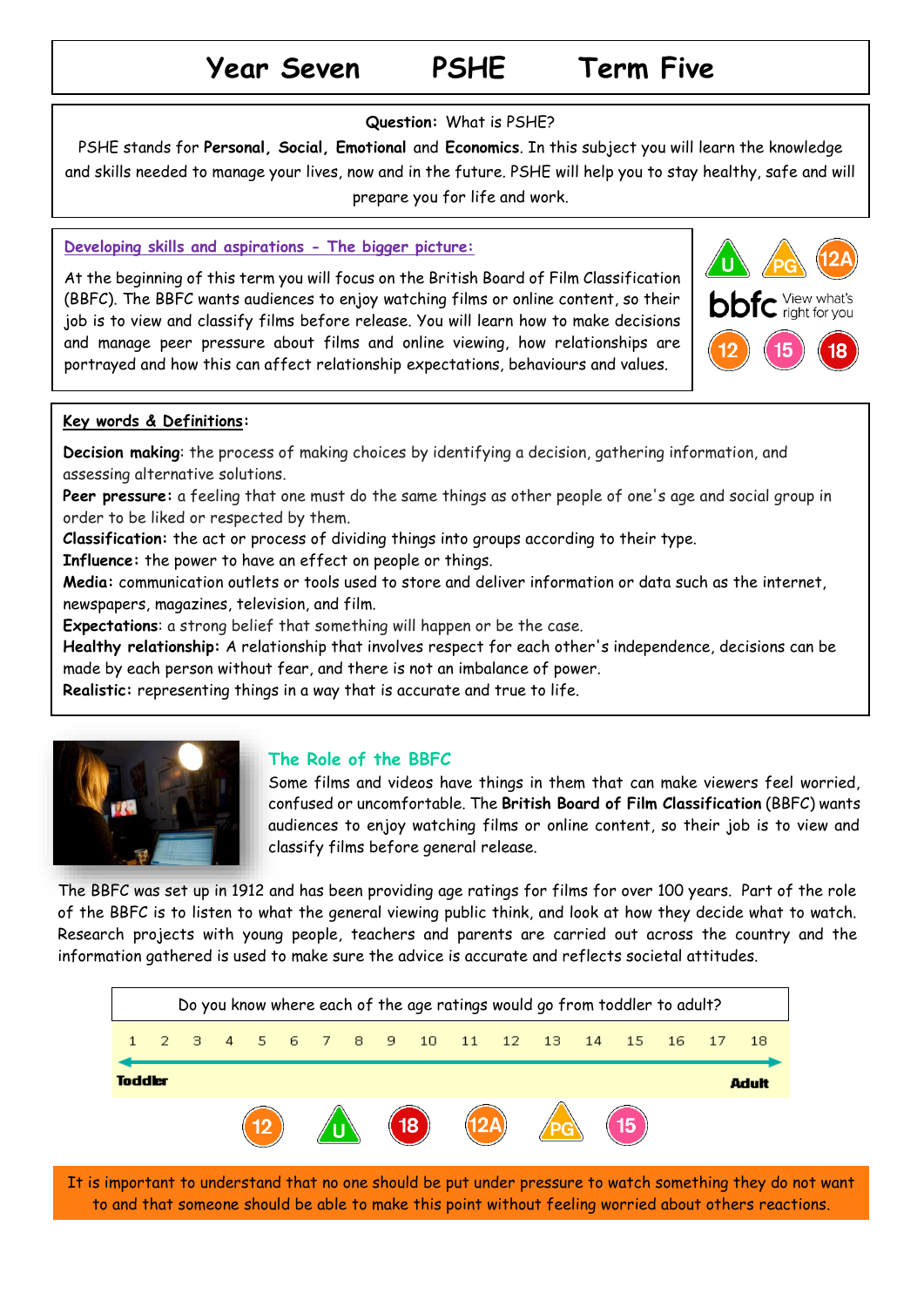# Year Seven PSHE Term Five

**Question:** What is PSHE?

PSHE stands for **Personal, Social, Emotional** and **Economics**. In this subject you will learn the knowledge and skills needed to manage your lives, now and in the future. PSHE will help you to stay healthy, safe and will prepare you for life and work.

## Developing skills and aspirations - The bigger picture:

At the beginning of this term you will focus on the British Board of Film Classification (BBFC). The BBFC wants audiences to enjoy watching films or online content, so their job is to view and classify films before release. You will learn how to make decisions and manage peer pressure about films and online viewing, how relationships are portrayed and how this can affect relationship expectations, behaviours and values.

U PG 12A

bbfc View what's right for you

12 15 18

## Key words & Definitions:

**Decision making**: the process of making choices by identifying a decision, gathering information, and assessing alternative solutions.

**Peer pressure:** a feeling that one must do the same things as other people of one's age and social group in order to be liked or respected by them.

**Classification:** the act or process of dividing things into groups according to their type.

**Influence:** the power to have an effect on people or things.

**Media:** communication outlets or tools used to store and deliver information or data such as the internet, newspapers, magazines, television, and film.

**Expectations**: a strong belief that something will happen or be the case.

**Healthy relationship:** A relationship that involves respect for each other's independence, decisions can be made by each person without fear, and there is not an imbalance of power.

**Realistic:** representing things in a way that is accurate and true to life.

## The Role of the BBFC

Some films and videos have things in them that can make viewers feel worried, confused or uncomfortable. The **British Board of Film Classification** (BBFC) wants audiences to enjoy watching films or online content, so their job is to view and classify films before general release.

The BBFC was set up in 1912 and has been providing age ratings for films for over 100 years. Part of the role of the BBFC is to listen to what the general viewing public think, and look at how they decide what to watch. Research projects with young people, teachers and parents are carried out across the country and the information gathered is used to make sure the advice is accurate and reflects societal attitudes.

Do you know where each of the age ratings would go from toddler to adult?

1 2 3 4 5 6 7 8 9 10 11 12 13 14 15 16 17 18

Toddler → Adult

12 U 18 12A PG 15

It is important to understand that no one should be put under pressure to watch something they do not want to and that someone should be able to make this point without feeling worried about others reactions.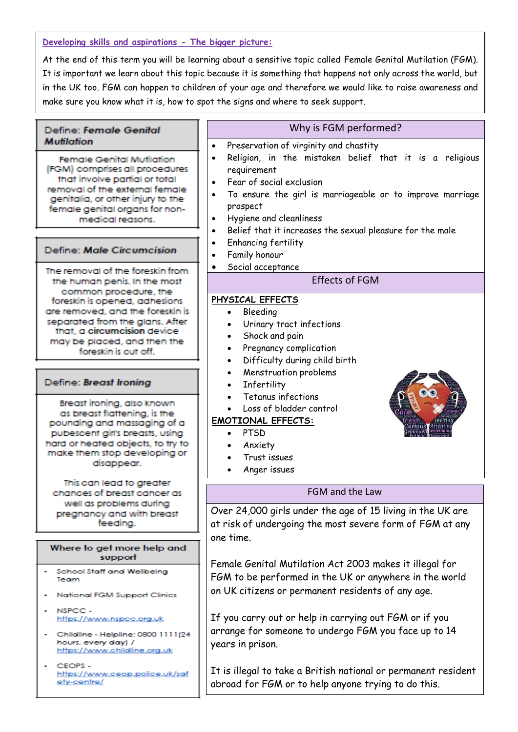## Developing skills and aspirations - The bigger picture:

At the end of this term you will be learning about a sensitive topic called Female Genital Mutilation (FGM). It is important we learn about this topic because it is something that happens not only across the world, but in the UK too. FGM can happen to children of your age and therefore we would like to raise awareness and make sure you know what it is, how to spot the signs and where to seek support.

### Define: *Female Genital Mutilation*

Female Genital Mutilation (FGM) comprises all procedures that involve partial or total removal of the external female genitalia, or other injury to the female genital organs for non-medical reasons.

### Define: *Male Circumcision*

The removal of the foreskin from the human penis. In the most common procedure, the foreskin is opened, adhesions are removed, and the foreskin is separated from the glans. After that, a **circumcision** device may be placed, and then the foreskin is cut off.

### Define: *Breast Ironing*

Breast ironing, also known as breast flattening, is the pounding and massaging of a pubescent girl's breasts, using hard or heated objects, to try to make them stop developing or disappear.

This can lead to greater chances of breast cancer as well as problems during pregnancy and with breast feeding.

### Where to get more help and support

- School Staff and Wellbeing Team
- National FGM Support Clinics
- NSPCC - https://www.nspcc.org.uk
- Childline - Helpline: 0800 1111(24 hours, every day) / https://www.childline.org.uk
- CEOPS - https://www.ceop.police.uk/safety-centre/

### Why is FGM performed?

- Preservation of virginity and chastity
- Religion, in the mistaken belief that it is a religious requirement
- Fear of social exclusion
- To ensure the girl is marriageable or to improve marriage prospect
- Hygiene and cleanliness
- Belief that it increases the sexual pleasure for the male
- Enhancing fertility
- Family honour
- Social acceptance

### Effects of FGM

**PHYSICAL EFFECTS**

- Bleeding
- Urinary tract infections
- Shock and pain
- Pregnancy complication
- Difficulty during child birth
- Menstruation problems
- Infertility
- Tetanus infections
- Loss of bladder control

**EMOTIONAL EFFECTS:**

- PTSD
- Anxiety
- Trust issues
- Anger issues

### FGM and the Law

Over 24,000 girls under the age of 15 living in the UK are at risk of undergoing the most severe form of FGM at any one time.

Female Genital Mutilation Act 2003 makes it illegal for FGM to be performed in the UK or anywhere in the world on UK citizens or permanent residents of any age.

If you carry out or help in carrying out FGM or if you arrange for someone to undergo FGM you face up to 14 years in prison.

It is illegal to take a British national or permanent resident abroad for FGM or to help anyone trying to do this.